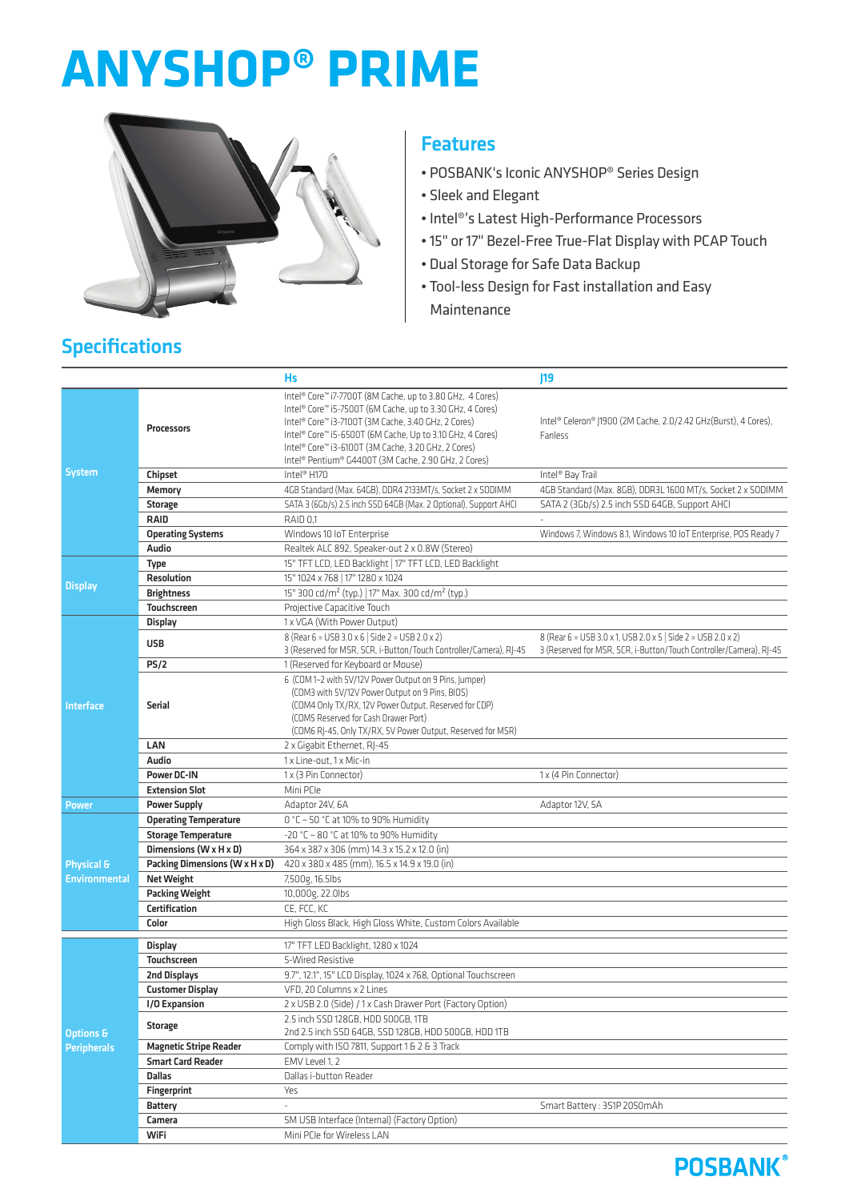# ANYSHOP® PRIME

## Features

- POSBANK's Iconic ANYSHOP® Series Design
- Sleek and Elegant
- Intel®'s Latest High-Performance Processors
- 15" or 17" Bezel-Free True-Flat Display with PCAP Touch
- Dual Storage for Safe Data Backup
- Tool-less Design for Fast installation and Easy Maintenance

## Specifications

| | | Hs | J19 |
|---|---|---|---|
| System | Processors | Intel® Core™ i7-7700T (8M Cache, up to 3.80 GHz, 4 Cores)<br>Intel® Core™ i5-7500T (6M Cache, up to 3.30 GHz, 4 Cores)<br>Intel® Core™ i3-7100T (3M Cache, 3.40 GHz, 2 Cores)<br>Intel® Core™ i5-6500T (6M Cache, Up to 3.10 GHz, 4 Cores)<br>Intel® Core™ i3-6100T (3M Cache, 3.20 GHz, 2 Cores)<br>Intel® Pentium® G4400T (3M Cache, 2.90 GHz, 2 Cores) | Intel® Celeron® J1900 (2M Cache, 2.0/2.42 GHz(Burst), 4 Cores), Fanless |
| | Chipset | Intel® H170 | Intel® Bay Trail |
| | Memory | 4GB Standard (Max. 64GB), DDR4 2133MT/s, Socket 2 x SODIMM | 4GB Standard (Max. 8GB), DDR3L 1600 MT/s, Socket 2 x SODIMM |
| | Storage | SATA 3 (6Gb/s) 2.5 inch SSD 64GB (Max. 2 Optional), Support AHCI | SATA 2 (3Gb/s) 2.5 inch SSD 64GB, Support AHCI |
| | RAID | RAID 0,1 | - |
| | Operating Systems | Windows 10 IoT Enterprise | Windows 7, Windows 8.1, Windows 10 IoT Enterprise, POS Ready 7 |
| | Audio | Realtek ALC 892, Speaker-out 2 x 0.8W (Stereo) | |
| Display | Type | 15" TFT LCD, LED Backlight \| 17" TFT LCD, LED Backlight | |
| | Resolution | 15" 1024 x 768 \| 17" 1280 x 1024 | |
| | Brightness | 15" 300 cd/m² (typ.) \| 17" Max. 300 cd/m² (typ.) | |
| | Touchscreen | Projective Capacitive Touch | |
| Interface | Display | 1 x VGA (With Power Output) | |
| | USB | 8 (Rear 6 = USB 3.0 x 6 \| Side 2 = USB 2.0 x 2)<br>3 (Reserved for MSR, SCR, i-Button/Touch Controller/Camera), RJ-45 | 8 (Rear 6 = USB 3.0 x 1, USB 2.0 x 5 \| Side 2 = USB 2.0 x 2)<br>3 (Reserved for MSR, SCR, i-Button/Touch Controller/Camera), RJ-45 |
| | PS/2 | 1 (Reserved for Keyboard or Mouse) | |
| | Serial | 6 (COM1~2 with 5V/12V Power Output on 9 Pins, Jumper)<br>(COM3 with 5V/12V Power Output on 9 Pins, BIOS)<br>(COM4 Only TX/RX, 12V Power Output, Reserved for CDP)<br>(COM5 Reserved for Cash Drawer Port)<br>(COM6 RJ-45, Only TX/RX, 5V Power Output, Reserved for MSR) | |
| | LAN | 2 x Gigabit Ethernet, RJ-45 | |
| | Audio | 1 x Line-out, 1 x Mic-in | |
| | Power DC-IN | 1 x (3 Pin Connector) | 1 x (4 Pin Connector) |
| | Extension Slot | Mini PCIe | |
| Power | Power Supply | Adaptor 24V, 6A | Adaptor 12V, 5A |
| Physical & Environmental | Operating Temperature | 0 °C ~ 50 °C at 10% to 90% Humidity | |
| | Storage Temperature | -20 °C ~ 80 °C at 10% to 90% Humidity | |
| | Dimensions (W x H x D) | 364 x 387 x 306 (mm) 14.3 x 15.2 x 12.0 (in) | |
| | Packing Dimensions (W x H x D) | 420 x 380 x 485 (mm), 16.5 x 14.9 x 19.0 (in) | |
| | Net Weight | 7,500g, 16.5lbs | |
| | Packing Weight | 10,000g, 22.0lbs | |
| | Certification | CE, FCC, KC | |
| | Color | High Gloss Black, High Gloss White, Custom Colors Available | |
| Options & Peripherals | Display | 17" TFT LED Backlight, 1280 x 1024 | |
| | Touchscreen | 5-Wired Resistive | |
| | 2nd Displays | 9.7", 12.1", 15" LCD Display, 1024 x 768, Optional Touchscreen | |
| | Customer Display | VFD, 20 Columns x 2 Lines | |
| | I/O Expansion | 2 x USB 2.0 (Side) / 1 x Cash Drawer Port (Factory Option) | |
| | Storage | 2.5 inch SSD 128GB, HDD 500GB, 1TB<br>2nd 2.5 inch SSD 64GB, SSD 128GB, HDD 500GB, HDD 1TB | |
| | Magnetic Stripe Reader | Comply with ISO 7811, Support 1 & 2 & 3 Track | |
| | Smart Card Reader | EMV Level 1, 2 | |
| | Dallas | Dallas i-button Reader | |
| | Fingerprint | Yes | |
| | Battery | - | Smart Battery : 3S1P 2050mAh |
| | Camera | 5M USB Interface (Internal) (Factory Option) | |
| | WiFi | Mini PCIe for Wireless LAN | |

POSBANK®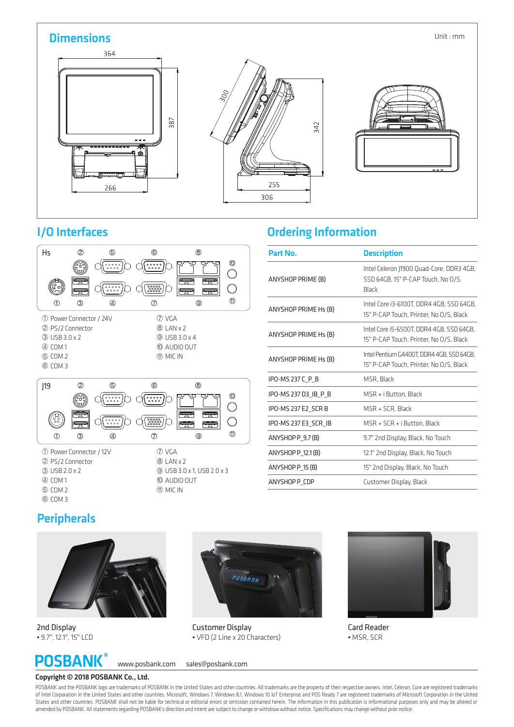## Dimensions

Unit : mm

364

387

266

300

342

255

306

## I/O Interfaces

**Hs**

① Power Connector / 24V
② PS/2 Connector
③ USB 3.0 x 2
④ COM 1
⑤ COM 2
⑥ COM 3
⑦ VGA
⑧ LAN x 2
⑨ USB 3.0 x 4
⑩ AUDIO OUT
⑪ MIC IN

**J19**

① Power Connector / 12V
② PS/2 Connector
③ USB 2.0 x 2
④ COM 1
⑤ COM 2
⑥ COM 3
⑦ VGA
⑧ LAN x 2
⑨ USB 3.0 x 1, USB 2.0 x 3
⑩ AUDIO OUT
⑪ MIC IN

## Ordering Information

| Part No. | Description |
|---|---|
| ANYSHOP PRIME (B) | Intel Celeron J1900 Quad-Core, DDR3 4GB, SSD 64GB, 15" P-CAP Touch, No O/S, Black |
| ANYSHOP PRIME Hs (B) | Intel Core i3-6100T, DDR4 4GB, SSD 64GB, 15" P-CAP Touch, Printer, No O/S, Black |
| ANYSHOP PRIME Hs (B) | Intel Core i5-6500T, DDR4 4GB, SSD 64GB, 15" P-CAP Touch, Printer, No O/S, Black |
| ANYSHOP PRIME Hs (B) | Intel Pentium G4400T, DDR4 4GB, SSD 64GB, 15" P-CAP Touch, Printer, No O/S, Black |
| IPO-MS 237 C_P_B | MSR, Black |
| IPO-MS 237 D3_IB_P_B | MSR + i Button, Black |
| IPO-MS 237 E2_SCR B | MSR + SCR, Black |
| IPO-MS 237 E3_SCR_IB | MSR + SCR + i Button, Black |
| ANYSHOP P_9.7 (B) | 9.7" 2nd Display, Black, No Touch |
| ANYSHOP P_12.1 (B) | 12.1" 2nd Display, Black, No Touch |
| ANYSHOP P_15 (B) | 15" 2nd Display, Black, No Touch |
| ANYSHOP P_CDP | Customer Display, Black |

## Peripherals

2nd Display
- 9.7", 12.1", 15" LCD

Customer Display
- VFD (2 Line x 20 Characters)

Card Reader
- MSR, SCR

POSBANK® www.posbank.com sales@posbank.com

**Copyright © 2018 POSBANK Co., Ltd.**

POSBANK and the POSBANK logo are trademarks of POSBANK in the United States and other countries. All trademarks are the property of their respective owners. Intel, Celeron, Core are registered trademarks of Intel Corporation in the United States and other countries. Microsoft, Windows 7, Windows 8.1, Windows 10 IoT Enterprise and POS Ready 7 are registered trademarks of Microsoft Corporation in the United States and other countries. POSBANK shall not be liable for technical or editorial errors or omission contained herein. The information in this publication is informational purposes only and may be altered or amended by POSBANK. All statements regarding POSBANK's direction and intent are subject to change or withdraw without notice. Specifications may change without prior notice.